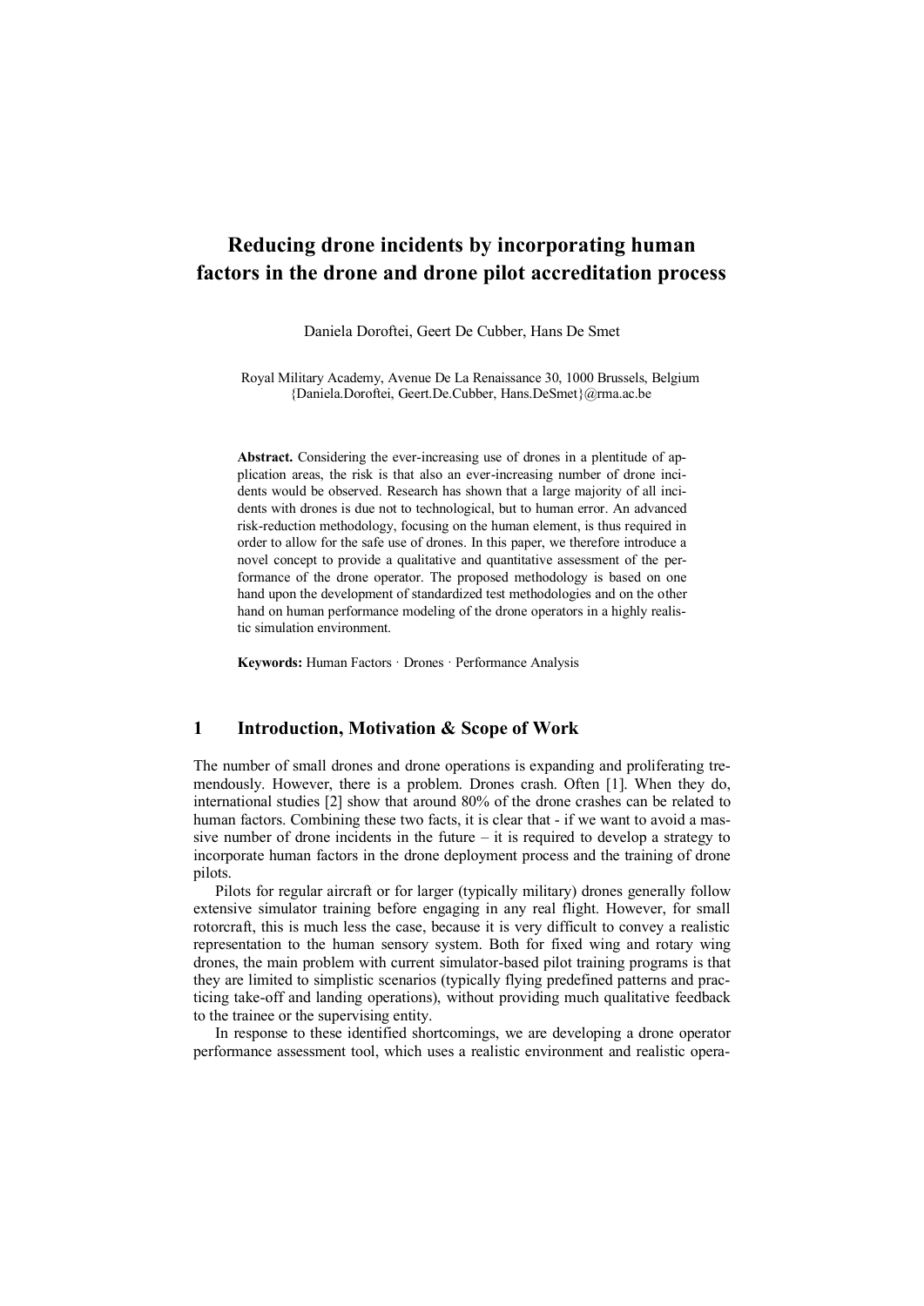# Reducing drone incidents by incorporating human factors in the drone and drone pilot accreditation process

Daniela Doroftei, Geert De Cubber, Hans De Smet

Royal Military Academy, Avenue De La Renaissance 30, 1000 Brussels, Belgium
{Daniela.Doroftei, Geert.De.Cubber, Hans.DeSmet}@rma.ac.be

**Abstract.** Considering the ever-increasing use of drones in a plentitude of application areas, the risk is that also an ever-increasing number of drone incidents would be observed. Research has shown that a large majority of all incidents with drones is due not to technological, but to human error. An advanced risk-reduction methodology, focusing on the human element, is thus required in order to allow for the safe use of drones. In this paper, we therefore introduce a novel concept to provide a qualitative and quantitative assessment of the performance of the drone operator. The proposed methodology is based on one hand upon the development of standardized test methodologies and on the other hand on human performance modeling of the drone operators in a highly realistic simulation environment.

**Keywords:** Human Factors · Drones · Performance Analysis

## 1 Introduction, Motivation & Scope of Work

The number of small drones and drone operations is expanding and proliferating tremendously. However, there is a problem. Drones crash. Often [1]. When they do, international studies [2] show that around 80% of the drone crashes can be related to human factors. Combining these two facts, it is clear that - if we want to avoid a massive number of drone incidents in the future – it is required to develop a strategy to incorporate human factors in the drone deployment process and the training of drone pilots.

Pilots for regular aircraft or for larger (typically military) drones generally follow extensive simulator training before engaging in any real flight. However, for small rotorcraft, this is much less the case, because it is very difficult to convey a realistic representation to the human sensory system. Both for fixed wing and rotary wing drones, the main problem with current simulator-based pilot training programs is that they are limited to simplistic scenarios (typically flying predefined patterns and practicing take-off and landing operations), without providing much qualitative feedback to the trainee or the supervising entity.

In response to these identified shortcomings, we are developing a drone operator performance assessment tool, which uses a realistic environment and realistic opera-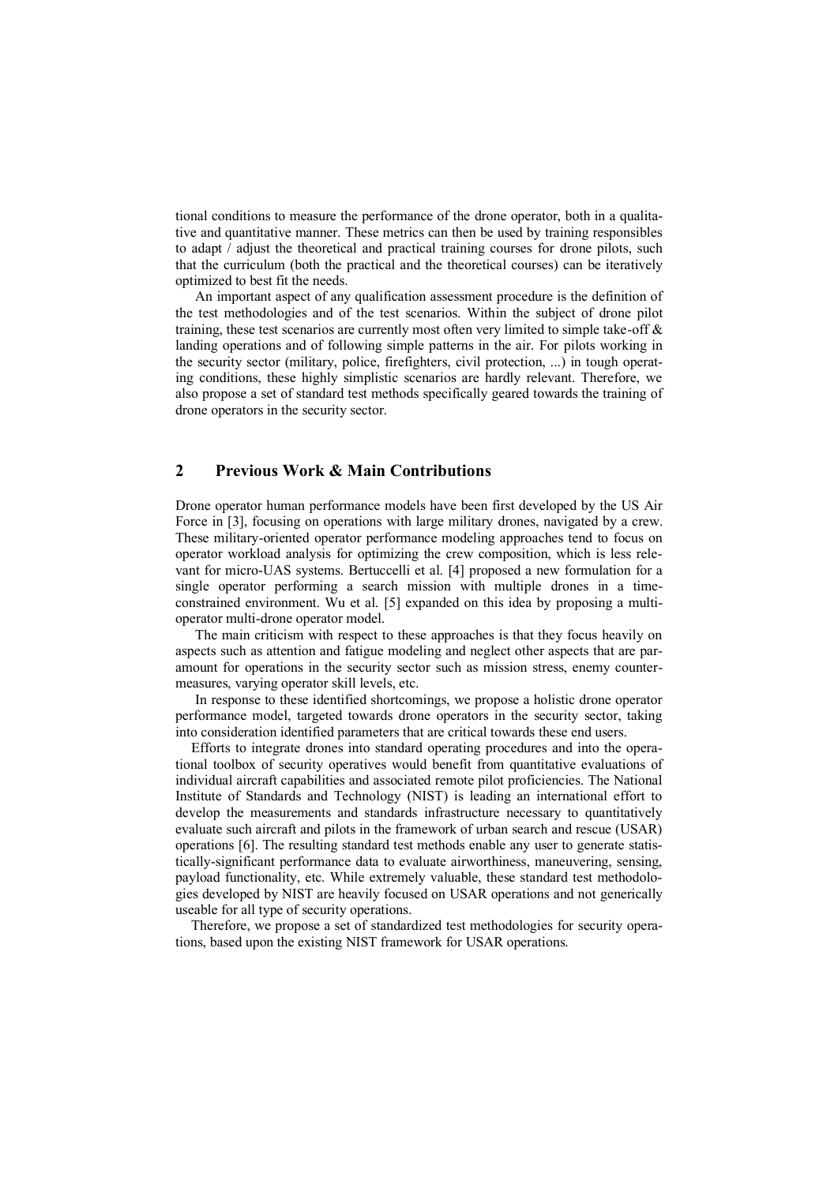tional conditions to measure the performance of the drone operator, both in a qualitative and quantitative manner. These metrics can then be used by training responsibles to adapt / adjust the theoretical and practical training courses for drone pilots, such that the curriculum (both the practical and the theoretical courses) can be iteratively optimized to best fit the needs.

An important aspect of any qualification assessment procedure is the definition of the test methodologies and of the test scenarios. Within the subject of drone pilot training, these test scenarios are currently most often very limited to simple take-off & landing operations and of following simple patterns in the air. For pilots working in the security sector (military, police, firefighters, civil protection, ...) in tough operating conditions, these highly simplistic scenarios are hardly relevant. Therefore, we also propose a set of standard test methods specifically geared towards the training of drone operators in the security sector.

## 2 Previous Work & Main Contributions

Drone operator human performance models have been first developed by the US Air Force in [3], focusing on operations with large military drones, navigated by a crew. These military-oriented operator performance modeling approaches tend to focus on operator workload analysis for optimizing the crew composition, which is less relevant for micro-UAS systems. Bertuccelli et al. [4] proposed a new formulation for a single operator performing a search mission with multiple drones in a time-constrained environment. Wu et al. [5] expanded on this idea by proposing a multi-operator multi-drone operator model.

The main criticism with respect to these approaches is that they focus heavily on aspects such as attention and fatigue modeling and neglect other aspects that are paramount for operations in the security sector such as mission stress, enemy countermeasures, varying operator skill levels, etc.

In response to these identified shortcomings, we propose a holistic drone operator performance model, targeted towards drone operators in the security sector, taking into consideration identified parameters that are critical towards these end users.

Efforts to integrate drones into standard operating procedures and into the operational toolbox of security operatives would benefit from quantitative evaluations of individual aircraft capabilities and associated remote pilot proficiencies. The National Institute of Standards and Technology (NIST) is leading an international effort to develop the measurements and standards infrastructure necessary to quantitatively evaluate such aircraft and pilots in the framework of urban search and rescue (USAR) operations [6]. The resulting standard test methods enable any user to generate statistically-significant performance data to evaluate airworthiness, maneuvering, sensing, payload functionality, etc. While extremely valuable, these standard test methodologies developed by NIST are heavily focused on USAR operations and not generically useable for all type of security operations.

Therefore, we propose a set of standardized test methodologies for security operations, based upon the existing NIST framework for USAR operations.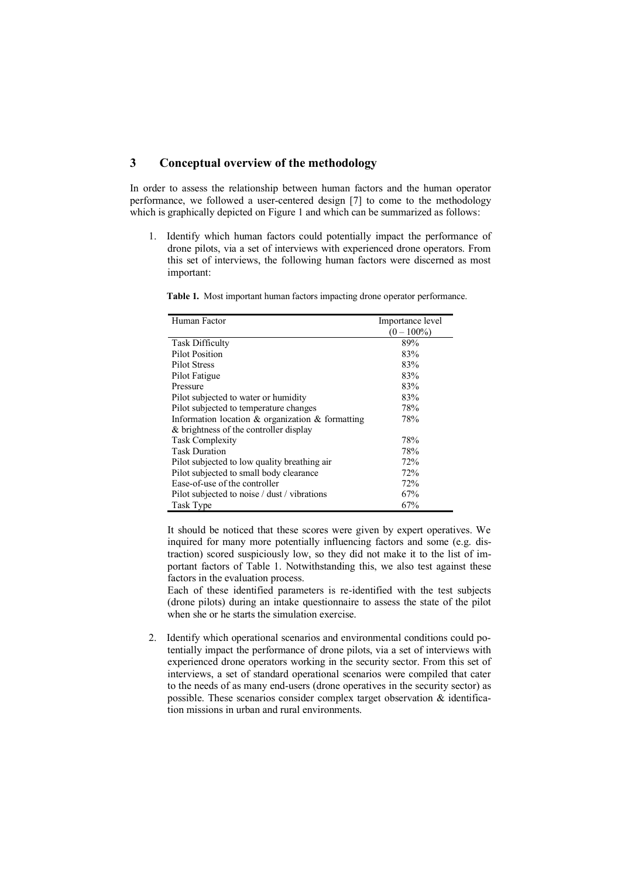## 3 Conceptual overview of the methodology

In order to assess the relationship between human factors and the human operator performance, we followed a user-centered design [7] to come to the methodology which is graphically depicted on Figure 1 and which can be summarized as follows:

1. Identify which human factors could potentially impact the performance of drone pilots, via a set of interviews with experienced drone operators. From this set of interviews, the following human factors were discerned as most important:

   **Table 1.** Most important human factors impacting drone operator performance.

   | Human Factor | Importance level (0 – 100%) |
   | --- | --- |
   | Task Difficulty | 89% |
   | Pilot Position | 83% |
   | Pilot Stress | 83% |
   | Pilot Fatigue | 83% |
   | Pressure | 83% |
   | Pilot subjected to water or humidity | 83% |
   | Pilot subjected to temperature changes | 78% |
   | Information location & organization & formatting & brightness of the controller display | 78% |
   | Task Complexity | 78% |
   | Task Duration | 78% |
   | Pilot subjected to low quality breathing air | 72% |
   | Pilot subjected to small body clearance | 72% |
   | Ease-of-use of the controller | 72% |
   | Pilot subjected to noise / dust / vibrations | 67% |
   | Task Type | 67% |

   It should be noticed that these scores were given by expert operatives. We inquired for many more potentially influencing factors and some (e.g. distraction) scored suspiciously low, so they did not make it to the list of important factors of Table 1. Notwithstanding this, we also test against these factors in the evaluation process.

   Each of these identified parameters is re-identified with the test subjects (drone pilots) during an intake questionnaire to assess the state of the pilot when she or he starts the simulation exercise.

2. Identify which operational scenarios and environmental conditions could potentially impact the performance of drone pilots, via a set of interviews with experienced drone operators working in the security sector. From this set of interviews, a set of standard operational scenarios were compiled that cater to the needs of as many end-users (drone operatives in the security sector) as possible. These scenarios consider complex target observation & identification missions in urban and rural environments.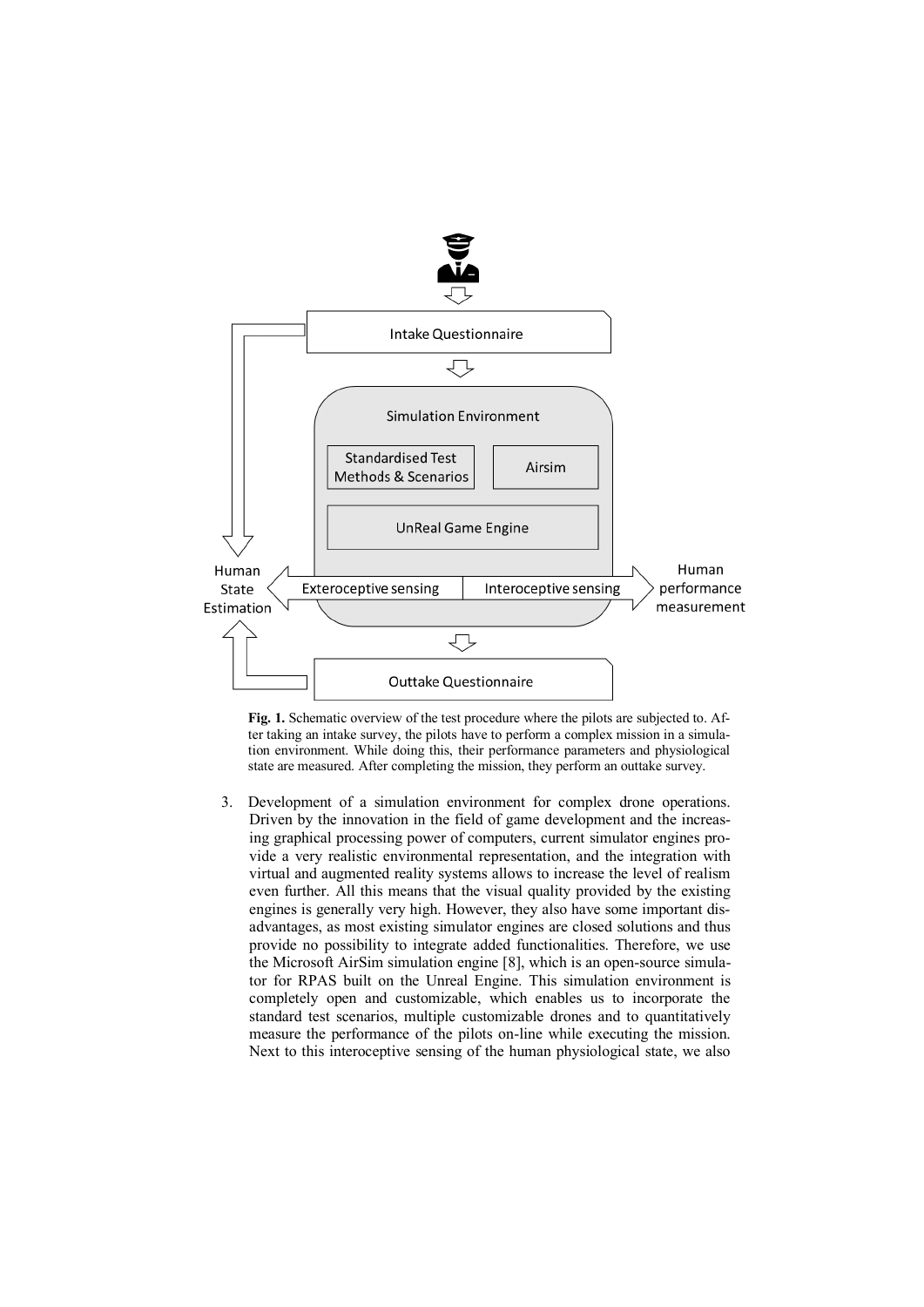**Fig. 1.** Schematic overview of the test procedure where the pilots are subjected to. After taking an intake survey, the pilots have to perform a complex mission in a simulation environment. While doing this, their performance parameters and physiological state are measured. After completing the mission, they perform an outtake survey.

3. Development of a simulation environment for complex drone operations. Driven by the innovation in the field of game development and the increasing graphical processing power of computers, current simulator engines provide a very realistic environmental representation, and the integration with virtual and augmented reality systems allows to increase the level of realism even further. All this means that the visual quality provided by the existing engines is generally very high. However, they also have some important disadvantages, as most existing simulator engines are closed solutions and thus provide no possibility to integrate added functionalities. Therefore, we use the Microsoft AirSim simulation engine [8], which is an open-source simulator for RPAS built on the Unreal Engine. This simulation environment is completely open and customizable, which enables us to incorporate the standard test scenarios, multiple customizable drones and to quantitatively measure the performance of the pilots on-line while executing the mission. Next to this interoceptive sensing of the human physiological state, we also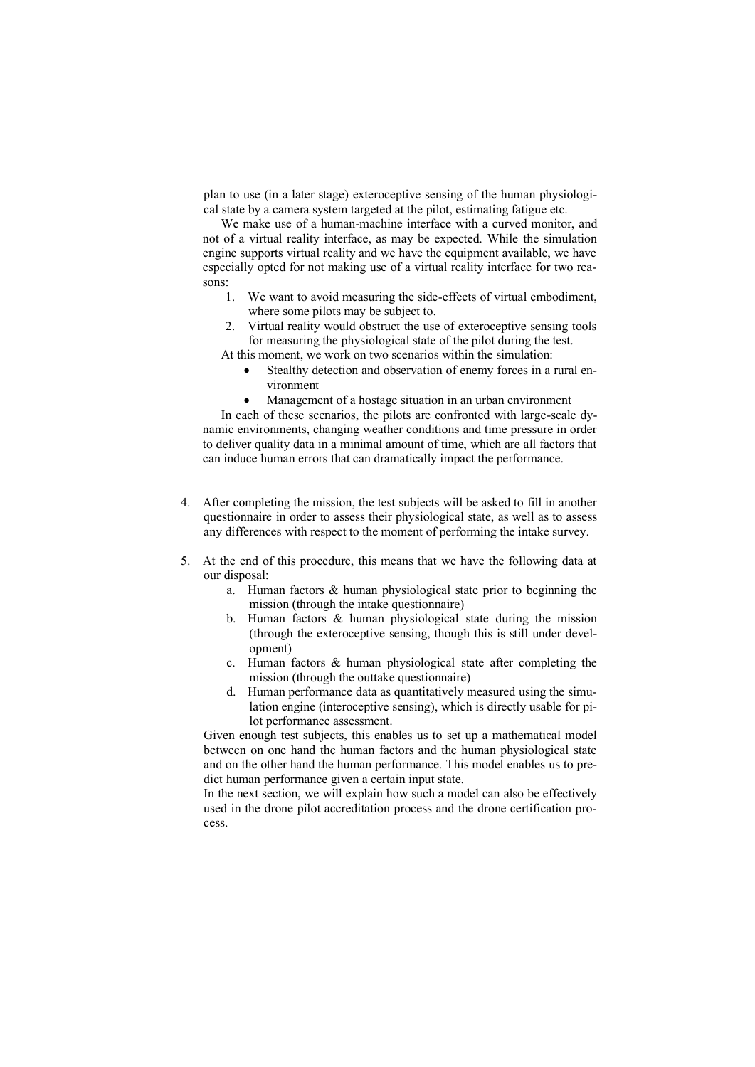plan to use (in a later stage) exteroceptive sensing of the human physiological state by a camera system targeted at the pilot, estimating fatigue etc.

We make use of a human-machine interface with a curved monitor, and not of a virtual reality interface, as may be expected. While the simulation engine supports virtual reality and we have the equipment available, we have especially opted for not making use of a virtual reality interface for two reasons:

1. We want to avoid measuring the side-effects of virtual embodiment, where some pilots may be subject to.
2. Virtual reality would obstruct the use of exteroceptive sensing tools for measuring the physiological state of the pilot during the test.

At this moment, we work on two scenarios within the simulation:

- Stealthy detection and observation of enemy forces in a rural environment
- Management of a hostage situation in an urban environment

In each of these scenarios, the pilots are confronted with large-scale dynamic environments, changing weather conditions and time pressure in order to deliver quality data in a minimal amount of time, which are all factors that can induce human errors that can dramatically impact the performance.

4. After completing the mission, the test subjects will be asked to fill in another questionnaire in order to assess their physiological state, as well as to assess any differences with respect to the moment of performing the intake survey.

5. At the end of this procedure, this means that we have the following data at our disposal:
   a. Human factors & human physiological state prior to beginning the mission (through the intake questionnaire)
   b. Human factors & human physiological state during the mission (through the exteroceptive sensing, though this is still under development)
   c. Human factors & human physiological state after completing the mission (through the outtake questionnaire)
   d. Human performance data as quantitatively measured using the simulation engine (interoceptive sensing), which is directly usable for pilot performance assessment.

   Given enough test subjects, this enables us to set up a mathematical model between on one hand the human factors and the human physiological state and on the other hand the human performance. This model enables us to predict human performance given a certain input state.

   In the next section, we will explain how such a model can also be effectively used in the drone pilot accreditation process and the drone certification process.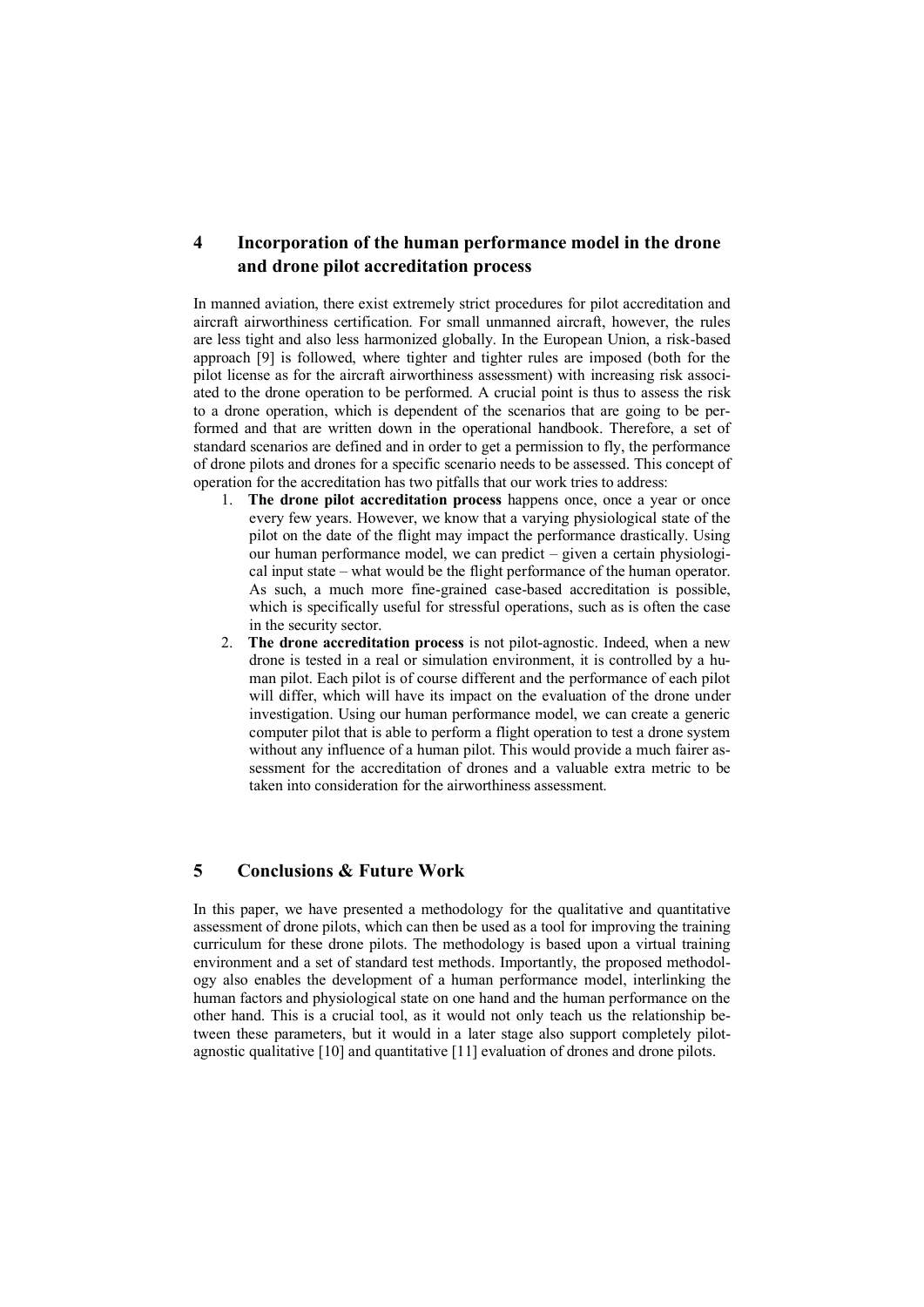## 4 Incorporation of the human performance model in the drone and drone pilot accreditation process

In manned aviation, there exist extremely strict procedures for pilot accreditation and aircraft airworthiness certification. For small unmanned aircraft, however, the rules are less tight and also less harmonized globally. In the European Union, a risk-based approach [9] is followed, where tighter and tighter rules are imposed (both for the pilot license as for the aircraft airworthiness assessment) with increasing risk associated to the drone operation to be performed. A crucial point is thus to assess the risk to a drone operation, which is dependent of the scenarios that are going to be performed and that are written down in the operational handbook. Therefore, a set of standard scenarios are defined and in order to get a permission to fly, the performance of drone pilots and drones for a specific scenario needs to be assessed. This concept of operation for the accreditation has two pitfalls that our work tries to address:

1. **The drone pilot accreditation process** happens once, once a year or once every few years. However, we know that a varying physiological state of the pilot on the date of the flight may impact the performance drastically. Using our human performance model, we can predict – given a certain physiological input state – what would be the flight performance of the human operator. As such, a much more fine-grained case-based accreditation is possible, which is specifically useful for stressful operations, such as is often the case in the security sector.
2. **The drone accreditation process** is not pilot-agnostic. Indeed, when a new drone is tested in a real or simulation environment, it is controlled by a human pilot. Each pilot is of course different and the performance of each pilot will differ, which will have its impact on the evaluation of the drone under investigation. Using our human performance model, we can create a generic computer pilot that is able to perform a flight operation to test a drone system without any influence of a human pilot. This would provide a much fairer assessment for the accreditation of drones and a valuable extra metric to be taken into consideration for the airworthiness assessment.

## 5 Conclusions & Future Work

In this paper, we have presented a methodology for the qualitative and quantitative assessment of drone pilots, which can then be used as a tool for improving the training curriculum for these drone pilots. The methodology is based upon a virtual training environment and a set of standard test methods. Importantly, the proposed methodology also enables the development of a human performance model, interlinking the human factors and physiological state on one hand and the human performance on the other hand. This is a crucial tool, as it would not only teach us the relationship between these parameters, but it would in a later stage also support completely pilot-agnostic qualitative [10] and quantitative [11] evaluation of drones and drone pilots.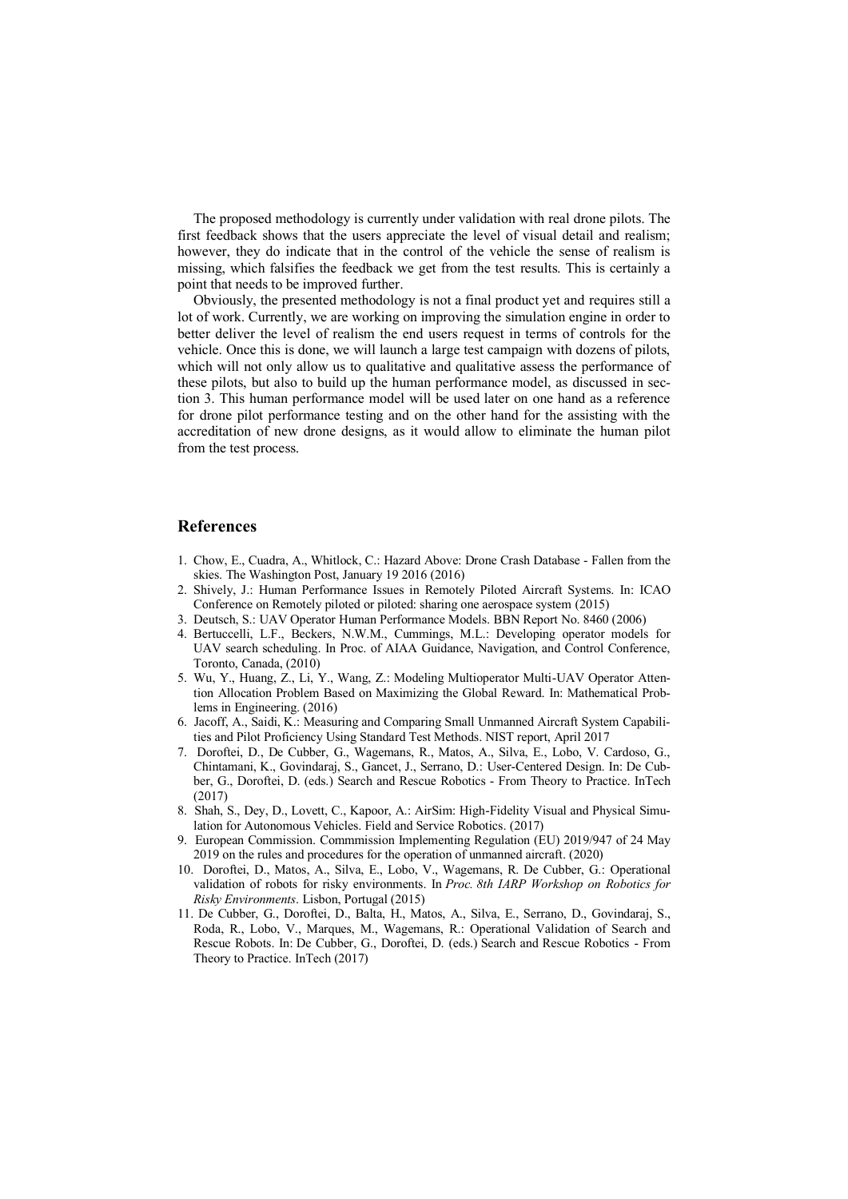The proposed methodology is currently under validation with real drone pilots. The first feedback shows that the users appreciate the level of visual detail and realism; however, they do indicate that in the control of the vehicle the sense of realism is missing, which falsifies the feedback we get from the test results. This is certainly a point that needs to be improved further.

Obviously, the presented methodology is not a final product yet and requires still a lot of work. Currently, we are working on improving the simulation engine in order to better deliver the level of realism the end users request in terms of controls for the vehicle. Once this is done, we will launch a large test campaign with dozens of pilots, which will not only allow us to qualitative and qualitative assess the performance of these pilots, but also to build up the human performance model, as discussed in section 3. This human performance model will be used later on one hand as a reference for drone pilot performance testing and on the other hand for the assisting with the accreditation of new drone designs, as it would allow to eliminate the human pilot from the test process.

## References

1. Chow, E., Cuadra, A., Whitlock, C.: Hazard Above: Drone Crash Database - Fallen from the skies. The Washington Post, January 19 2016 (2016)
2. Shively, J.: Human Performance Issues in Remotely Piloted Aircraft Systems. In: ICAO Conference on Remotely piloted or piloted: sharing one aerospace system (2015)
3. Deutsch, S.: UAV Operator Human Performance Models. BBN Report No. 8460 (2006)
4. Bertuccelli, L.F., Beckers, N.W.M., Cummings, M.L.: Developing operator models for UAV search scheduling. In Proc. of AIAA Guidance, Navigation, and Control Conference, Toronto, Canada, (2010)
5. Wu, Y., Huang, Z., Li, Y., Wang, Z.: Modeling Multioperator Multi-UAV Operator Attention Allocation Problem Based on Maximizing the Global Reward. In: Mathematical Problems in Engineering. (2016)
6. Jacoff, A., Saidi, K.: Measuring and Comparing Small Unmanned Aircraft System Capabilities and Pilot Proficiency Using Standard Test Methods. NIST report, April 2017
7. Doroftei, D., De Cubber, G., Wagemans, R., Matos, A., Silva, E., Lobo, V. Cardoso, G., Chintamani, K., Govindaraj, S., Gancet, J., Serrano, D.: User-Centered Design. In: De Cubber, G., Doroftei, D. (eds.) Search and Rescue Robotics - From Theory to Practice. InTech (2017)
8. Shah, S., Dey, D., Lovett, C., Kapoor, A.: AirSim: High-Fidelity Visual and Physical Simulation for Autonomous Vehicles. Field and Service Robotics. (2017)
9. European Commission. Commmission Implementing Regulation (EU) 2019/947 of 24 May 2019 on the rules and procedures for the operation of unmanned aircraft. (2020)
10. Doroftei, D., Matos, A., Silva, E., Lobo, V., Wagemans, R. De Cubber, G.: Operational validation of robots for risky environments. In *Proc. 8th IARP Workshop on Robotics for Risky Environments*. Lisbon, Portugal (2015)
11. De Cubber, G., Doroftei, D., Balta, H., Matos, A., Silva, E., Serrano, D., Govindaraj, S., Roda, R., Lobo, V., Marques, M., Wagemans, R.: Operational Validation of Search and Rescue Robots. In: De Cubber, G., Doroftei, D. (eds.) Search and Rescue Robotics - From Theory to Practice. InTech (2017)